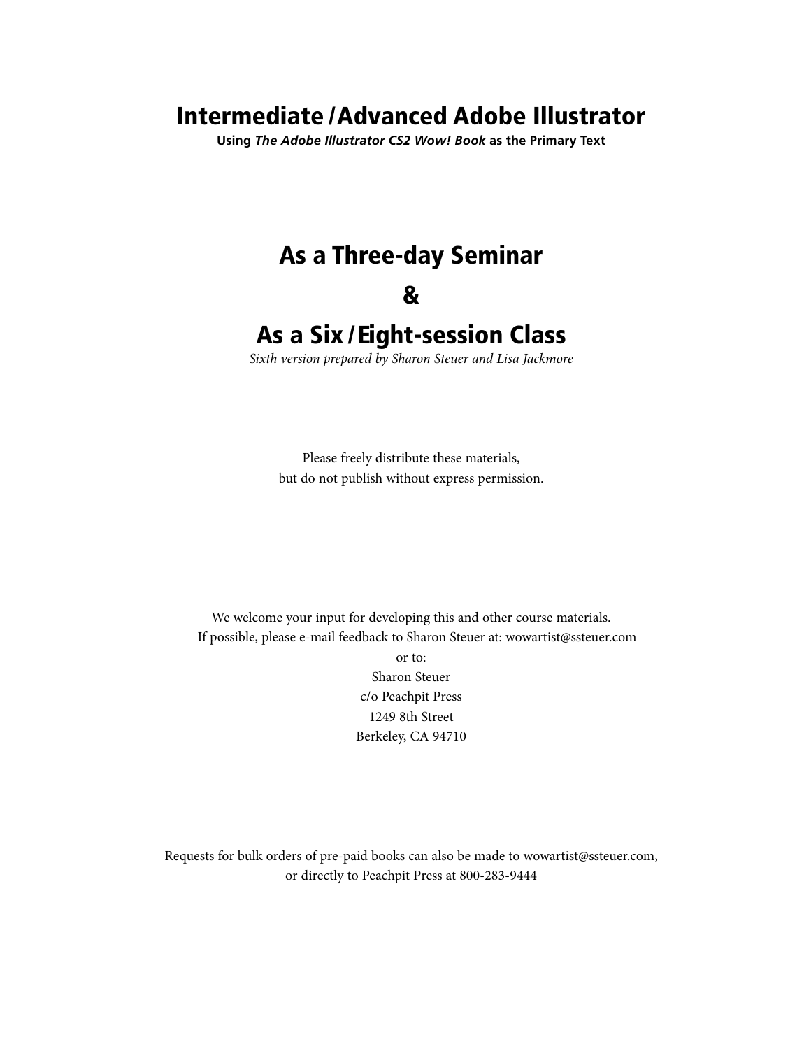# Intermediate / Advanced Adobe Illustrator

**Using *The Adobe Illustrator CS2 Wow! Book* as the Primary Text**

## As a Three-day Seminar

## &

## As a Six / Eight-session Class

*Sixth version prepared by Sharon Steuer and Lisa Jackmore*

Please freely distribute these materials,
but do not publish without express permission.

We welcome your input for developing this and other course materials.
If possible, please e-mail feedback to Sharon Steuer at: wowartist@ssteuer.com
or to:
Sharon Steuer
c/o Peachpit Press
1249 8th Street
Berkeley, CA 94710

Requests for bulk orders of pre-paid books can also be made to wowartist@ssteuer.com,
or directly to Peachpit Press at 800-283-9444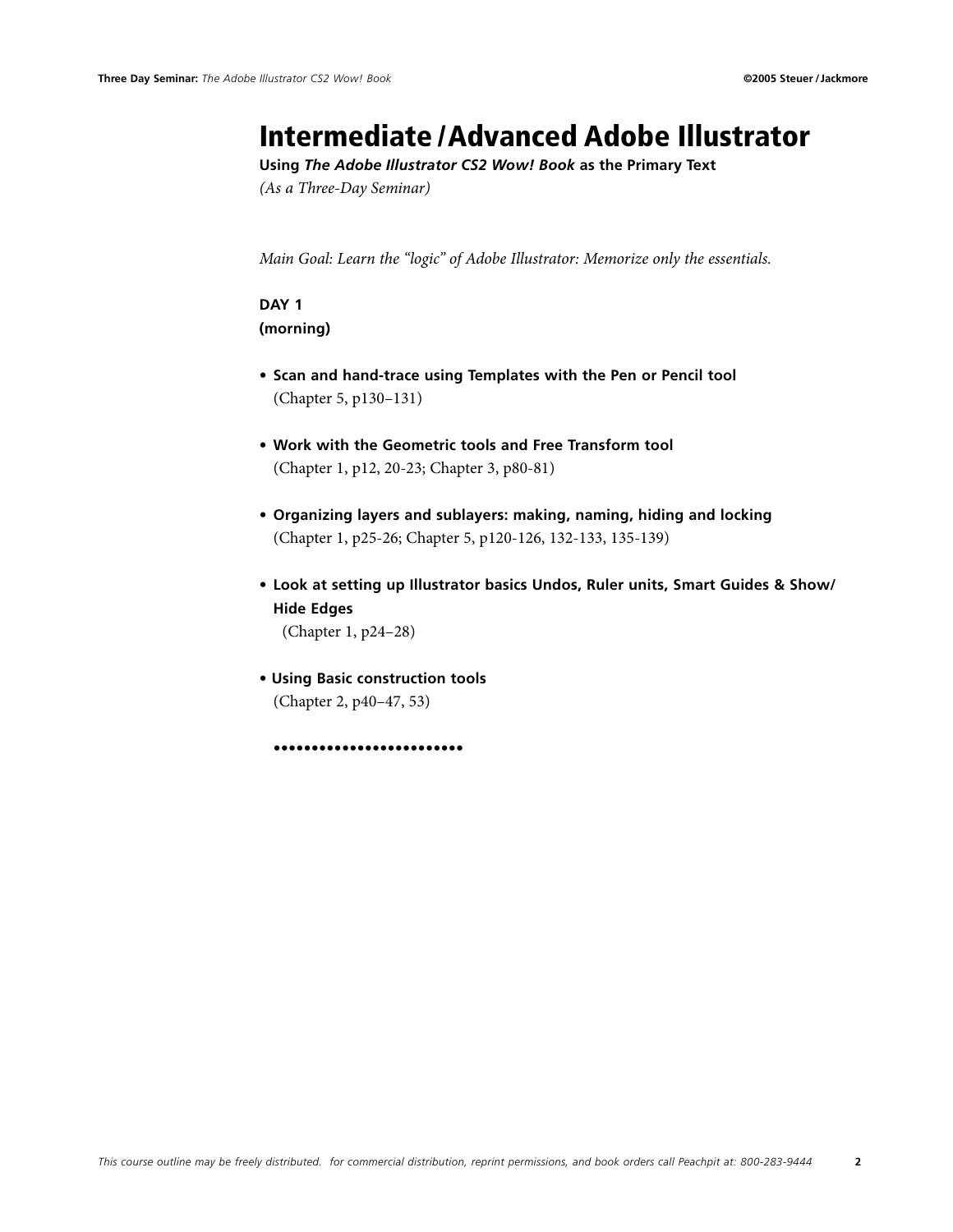# Intermediate / Advanced Adobe Illustrator

**Using *The Adobe Illustrator CS2 Wow! Book* as the Primary Text**

*(As a Three-Day Seminar)*

*Main Goal: Learn the "logic" of Adobe Illustrator: Memorize only the essentials.*

**DAY 1**
**(morning)**

- **Scan and hand-trace using Templates with the Pen or Pencil tool**
  (Chapter 5, p130–131)

- **Work with the Geometric tools and Free Transform tool**
  (Chapter 1, p12, 20-23; Chapter 3, p80-81)

- **Organizing layers and sublayers: making, naming, hiding and locking**
  (Chapter 1, p25-26; Chapter 5, p120-126, 132-133, 135-139)

- **Look at setting up Illustrator basics Undos, Ruler units, Smart Guides & Show/ Hide Edges**
  (Chapter 1, p24–28)

- **Using Basic construction tools**
  (Chapter 2, p40–47, 53)

••••••••••••••••••••••••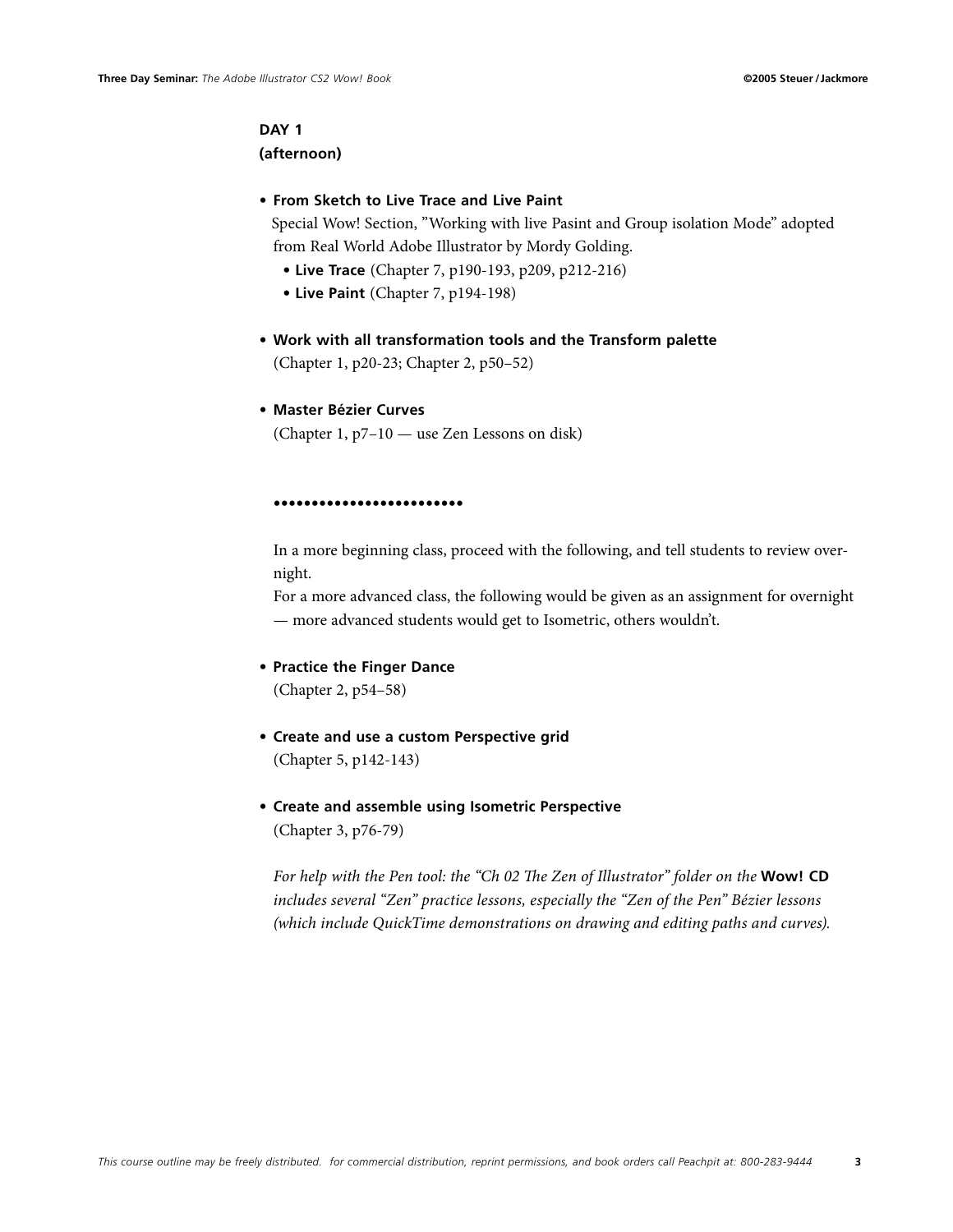**DAY 1**
**(afternoon)**

- **From Sketch to Live Trace and Live Paint**
  Special Wow! Section, "Working with live Pasint and Group isolation Mode" adopted from Real World Adobe Illustrator by Mordy Golding.
  - **Live Trace** (Chapter 7, p190-193, p209, p212-216)
  - **Live Paint** (Chapter 7, p194-198)

- **Work with all transformation tools and the Transform palette**
  (Chapter 1, p20-23; Chapter 2, p50–52)

- **Master Bézier Curves**
  (Chapter 1, p7–10 — use Zen Lessons on disk)

••••••••••••••••••••••••

In a more beginning class, proceed with the following, and tell students to review overnight.
For a more advanced class, the following would be given as an assignment for overnight — more advanced students would get to Isometric, others wouldn't.

- **Practice the Finger Dance**
  (Chapter 2, p54–58)

- **Create and use a custom Perspective grid**
  (Chapter 5, p142-143)

- **Create and assemble using Isometric Perspective**
  (Chapter 3, p76-79)

*For help with the Pen tool: the "Ch 02 The Zen of Illustrator" folder on the* **Wow! CD** *includes several "Zen" practice lessons, especially the "Zen of the Pen" Bézier lessons (which include QuickTime demonstrations on drawing and editing paths and curves).*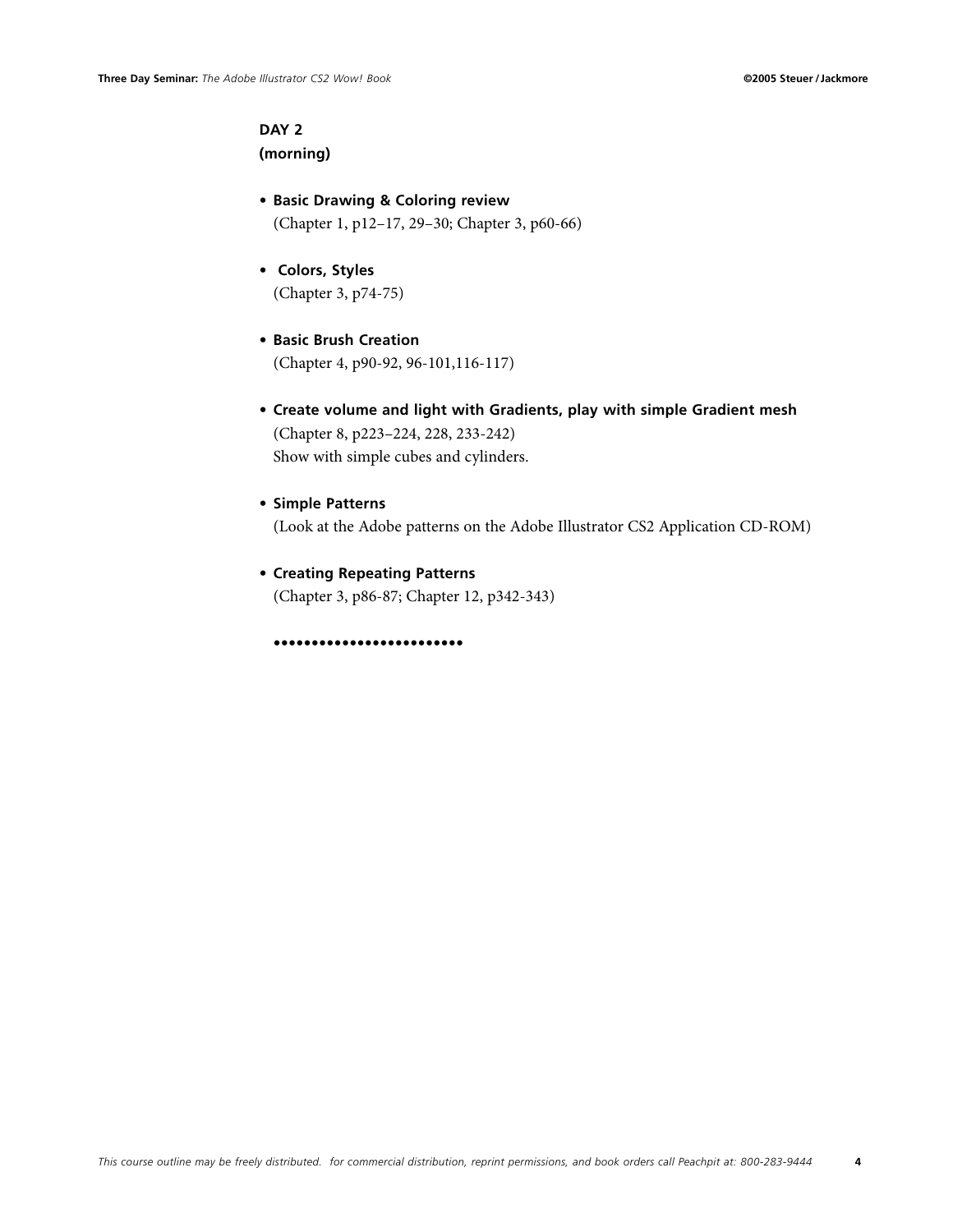**DAY 2**
**(morning)**

- **Basic Drawing & Coloring review**
  (Chapter 1, p12–17, 29–30; Chapter 3, p60-66)

- **Colors, Styles**
  (Chapter 3, p74-75)

- **Basic Brush Creation**
  (Chapter 4, p90-92, 96-101,116-117)

- **Create volume and light with Gradients, play with simple Gradient mesh**
  (Chapter 8, p223–224, 228, 233-242)
  Show with simple cubes and cylinders.

- **Simple Patterns**
  (Look at the Adobe patterns on the Adobe Illustrator CS2 Application CD-ROM)

- **Creating Repeating Patterns**
  (Chapter 3, p86-87; Chapter 12, p342-343)

••••••••••••••••••••••••

*This course outline may be freely distributed. for commercial distribution, reprint permissions, and book orders call Peachpit at: 800-283-9444*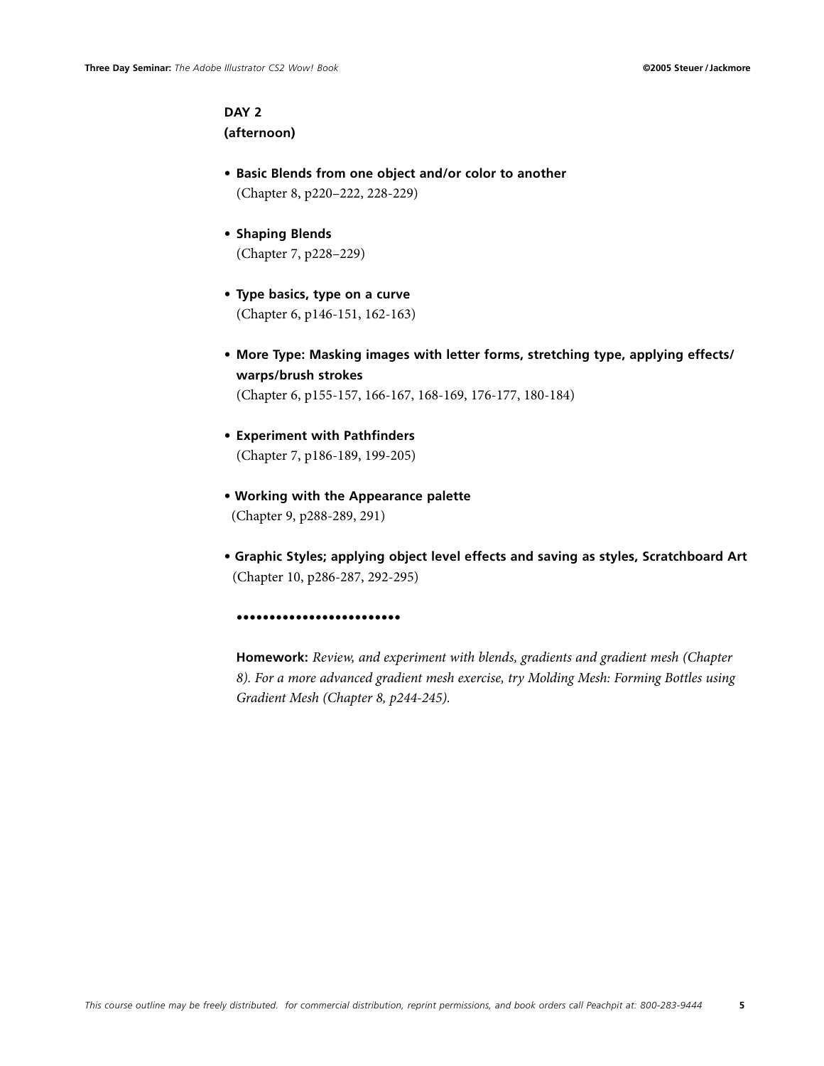**DAY 2**
**(afternoon)**

- **Basic Blends from one object and/or color to another**
  (Chapter 8, p220–222, 228-229)

- **Shaping Blends**
  (Chapter 7, p228–229)

- **Type basics, type on a curve**
  (Chapter 6, p146-151, 162-163)

- **More Type: Masking images with letter forms, stretching type, applying effects/ warps/brush strokes**
  (Chapter 6, p155-157, 166-167, 168-169, 176-177, 180-184)

- **Experiment with Pathfinders**
  (Chapter 7, p186-189, 199-205)

- **Working with the Appearance palette**
  (Chapter 9, p288-289, 291)

- **Graphic Styles; applying object level effects and saving as styles, Scratchboard Art**
  (Chapter 10, p286-287, 292-295)

••••••••••••••••••••••••

**Homework:** *Review, and experiment with blends, gradients and gradient mesh (Chapter 8). For a more advanced gradient mesh exercise, try Molding Mesh: Forming Bottles using Gradient Mesh (Chapter 8, p244-245).*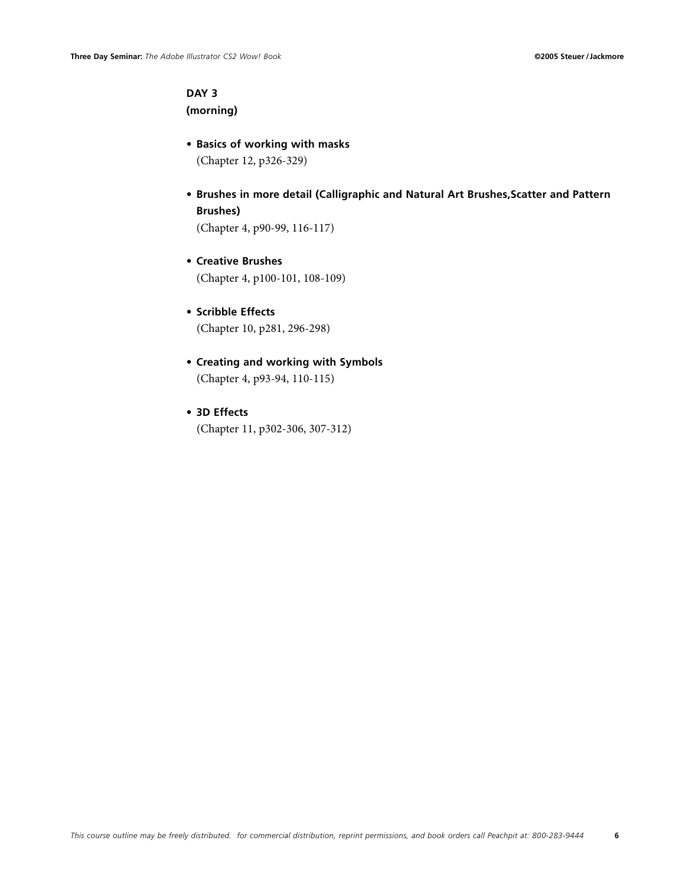## DAY 3
### (morning)

- **Basics of working with masks**
  (Chapter 12, p326-329)

- **Brushes in more detail (Calligraphic and Natural Art Brushes,Scatter and Pattern Brushes)**
  (Chapter 4, p90-99, 116-117)

- **Creative Brushes**
  (Chapter 4, p100-101, 108-109)

- **Scribble Effects**
  (Chapter 10, p281, 296-298)

- **Creating and working with Symbols**
  (Chapter 4, p93-94, 110-115)

- **3D Effects**
  (Chapter 11, p302-306, 307-312)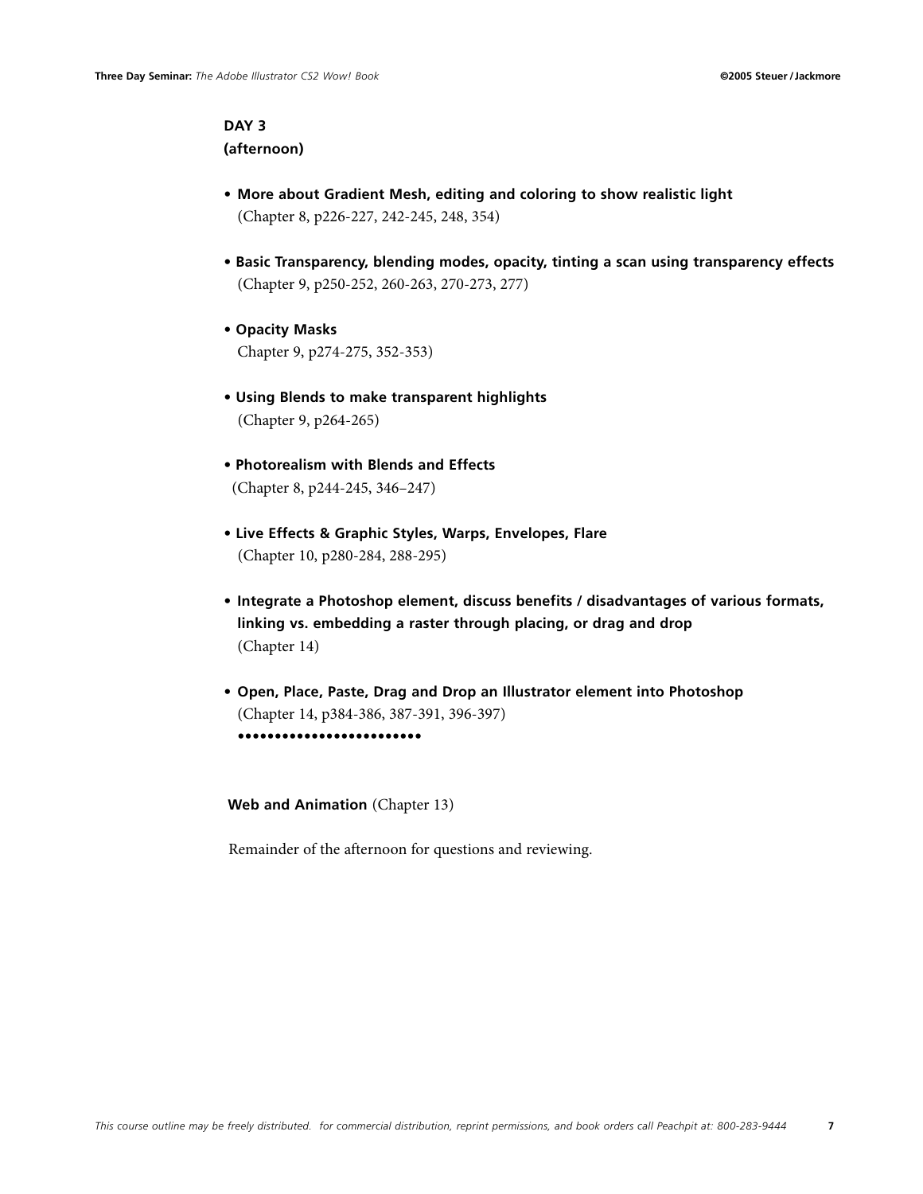**DAY 3**
**(afternoon)**

- **More about Gradient Mesh, editing and coloring to show realistic light**
  (Chapter 8, p226-227, 242-245, 248, 354)

- **Basic Transparency, blending modes, opacity, tinting a scan using transparency effects**
  (Chapter 9, p250-252, 260-263, 270-273, 277)

- **Opacity Masks**
  Chapter 9, p274-275, 352-353)

- **Using Blends to make transparent highlights**
  (Chapter 9, p264-265)

- **Photorealism with Blends and Effects**
  (Chapter 8, p244-245, 346–247)

- **Live Effects & Graphic Styles, Warps, Envelopes, Flare**
  (Chapter 10, p280-284, 288-295)

- **Integrate a Photoshop element, discuss benefits / disadvantages of various formats, linking vs. embedding a raster through placing, or drag and drop**
  (Chapter 14)

- **Open, Place, Paste, Drag and Drop an Illustrator element into Photoshop**
  (Chapter 14, p384-386, 387-391, 396-397)
  ••••••••••••••••••••••••

**Web and Animation** (Chapter 13)

Remainder of the afternoon for questions and reviewing.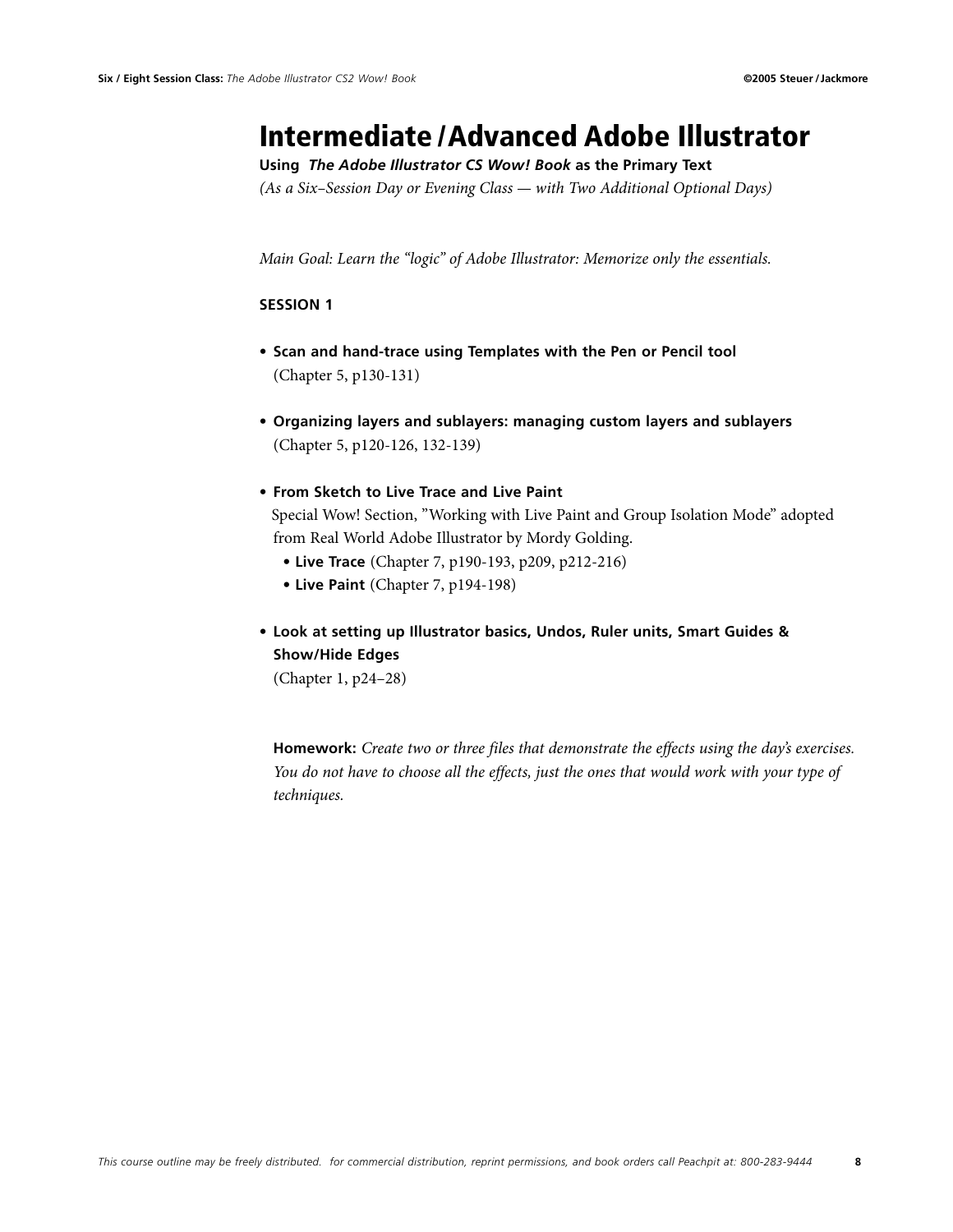# Intermediate / Advanced Adobe Illustrator

**Using *The Adobe Illustrator CS Wow! Book* as the Primary Text**

*(As a Six–Session Day or Evening Class — with Two Additional Optional Days)*

*Main Goal: Learn the "logic" of Adobe Illustrator: Memorize only the essentials.*

**SESSION 1**

- **Scan and hand-trace using Templates with the Pen or Pencil tool**
  (Chapter 5, p130-131)

- **Organizing layers and sublayers: managing custom layers and sublayers**
  (Chapter 5, p120-126, 132-139)

- **From Sketch to Live Trace and Live Paint**
  Special Wow! Section, "Working with Live Paint and Group Isolation Mode" adopted from Real World Adobe Illustrator by Mordy Golding.
  - **Live Trace** (Chapter 7, p190-193, p209, p212-216)
  - **Live Paint** (Chapter 7, p194-198)

- **Look at setting up Illustrator basics, Undos, Ruler units, Smart Guides & Show/Hide Edges**
  (Chapter 1, p24–28)

**Homework:** *Create two or three files that demonstrate the effects using the day's exercises. You do not have to choose all the effects, just the ones that would work with your type of techniques.*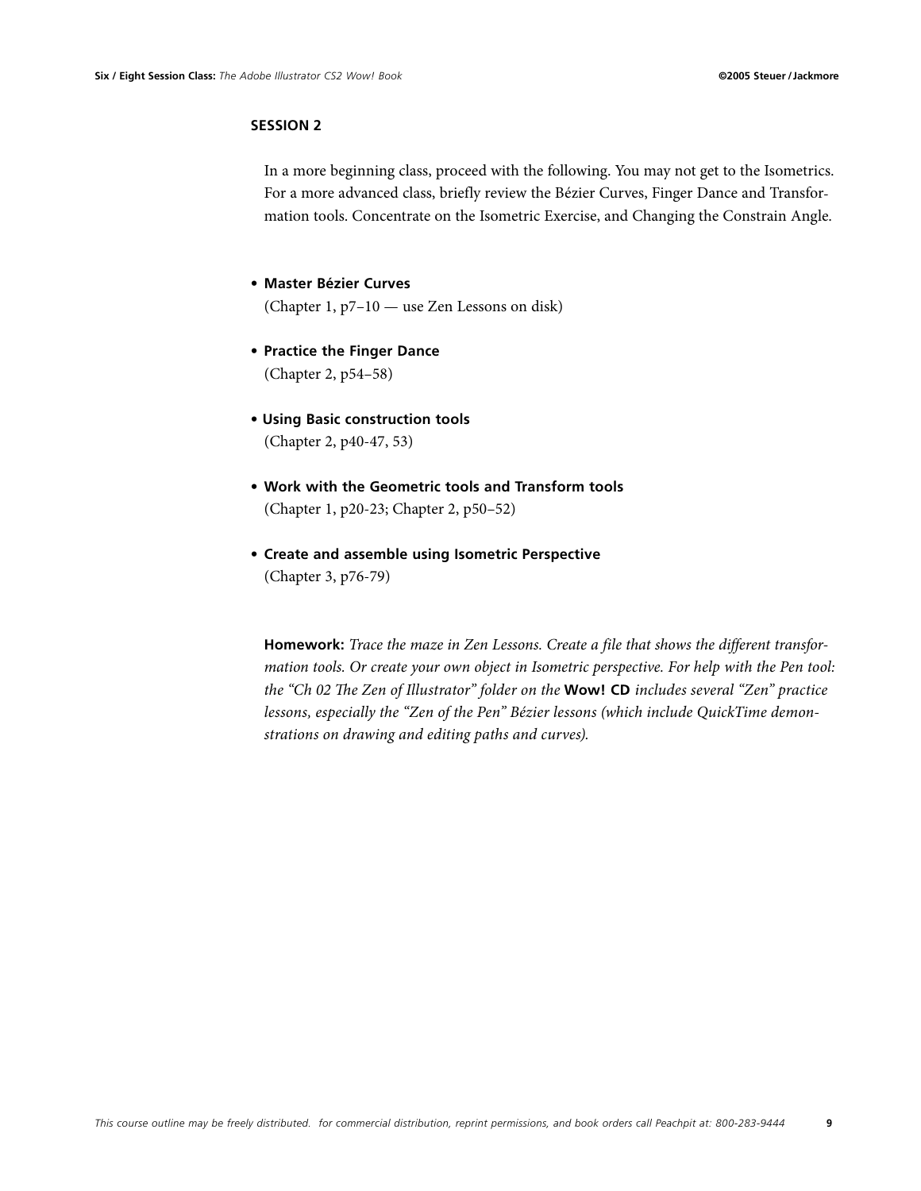## SESSION 2

In a more beginning class, proceed with the following. You may not get to the Isometrics. For a more advanced class, briefly review the Bézier Curves, Finger Dance and Transformation tools. Concentrate on the Isometric Exercise, and Changing the Constrain Angle.

- **Master Bézier Curves**
  (Chapter 1, p7–10 — use Zen Lessons on disk)

- **Practice the Finger Dance**
  (Chapter 2, p54–58)

- **Using Basic construction tools**
  (Chapter 2, p40-47, 53)

- **Work with the Geometric tools and Transform tools**
  (Chapter 1, p20-23; Chapter 2, p50–52)

- **Create and assemble using Isometric Perspective**
  (Chapter 3, p76-79)

**Homework:** *Trace the maze in Zen Lessons. Create a file that shows the different transformation tools. Or create your own object in Isometric perspective. For help with the Pen tool: the "Ch 02 The Zen of Illustrator" folder on the* **Wow! CD** *includes several "Zen" practice lessons, especially the "Zen of the Pen" Bézier lessons (which include QuickTime demonstrations on drawing and editing paths and curves).*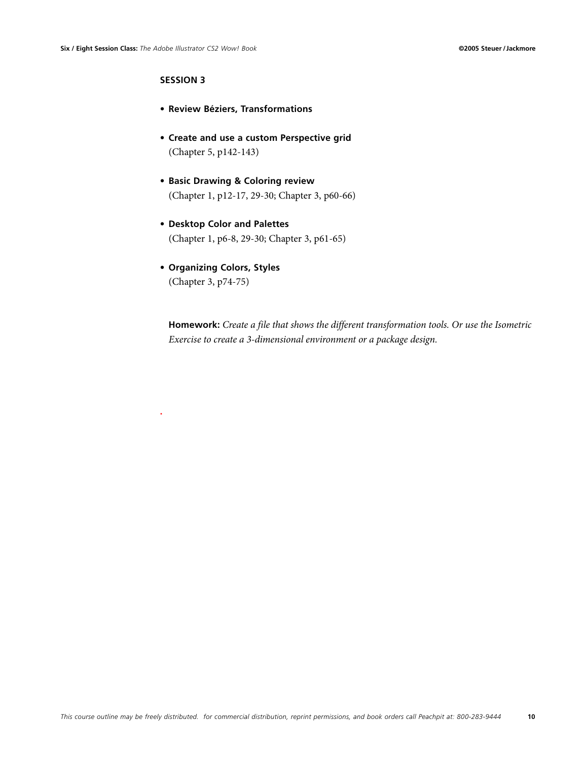## SESSION 3

- **Review Béziers, Transformations**

- **Create and use a custom Perspective grid**
  (Chapter 5, p142-143)

- **Basic Drawing & Coloring review**
  (Chapter 1, p12-17, 29-30; Chapter 3, p60-66)

- **Desktop Color and Palettes**
  (Chapter 1, p6-8, 29-30; Chapter 3, p61-65)

- **Organizing Colors, Styles**
  (Chapter 3, p74-75)

**Homework:** *Create a file that shows the different transformation tools. Or use the Isometric Exercise to create a 3-dimensional environment or a package design.*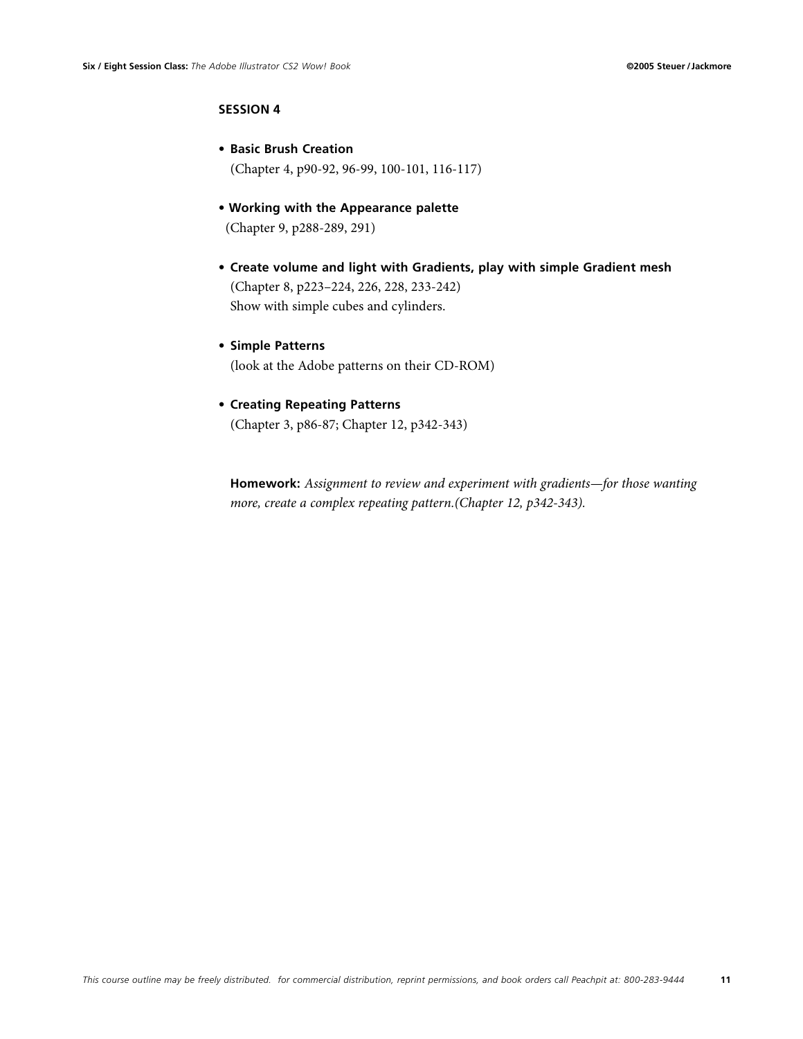## SESSION 4

- **Basic Brush Creation**
  (Chapter 4, p90-92, 96-99, 100-101, 116-117)

- **Working with the Appearance palette**
  (Chapter 9, p288-289, 291)

- **Create volume and light with Gradients, play with simple Gradient mesh**
  (Chapter 8, p223–224, 226, 228, 233-242)
  Show with simple cubes and cylinders.

- **Simple Patterns**
  (look at the Adobe patterns on their CD-ROM)

- **Creating Repeating Patterns**
  (Chapter 3, p86-87; Chapter 12, p342-343)

**Homework:** *Assignment to review and experiment with gradients—for those wanting more, create a complex repeating pattern.(Chapter 12, p342-343).*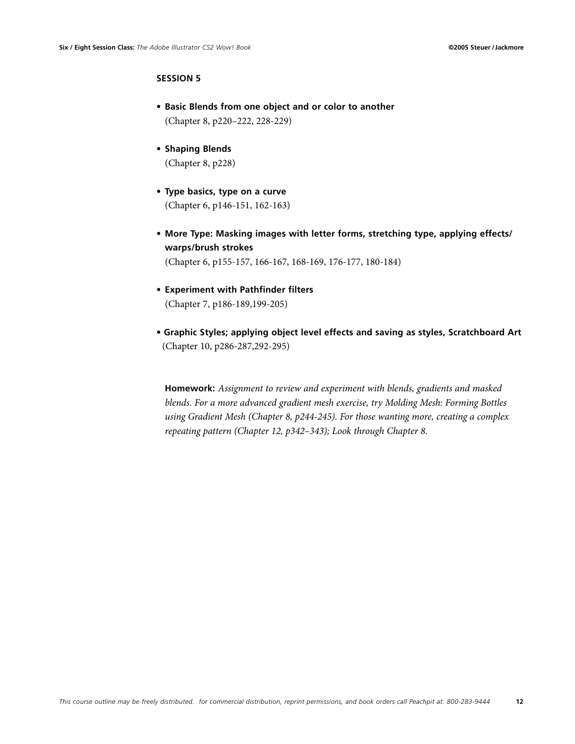## SESSION 5

- **Basic Blends from one object and or color to another**
  (Chapter 8, p220–222, 228-229)

- **Shaping Blends**
  (Chapter 8, p228)

- **Type basics, type on a curve**
  (Chapter 6, p146-151, 162-163)

- **More Type: Masking images with letter forms, stretching type, applying effects/ warps/brush strokes**
  (Chapter 6, p155-157, 166-167, 168-169, 176-177, 180-184)

- **Experiment with Pathfinder filters**
  (Chapter 7, p186-189,199-205)

- **Graphic Styles; applying object level effects and saving as styles, Scratchboard Art**
  (Chapter 10, p286-287,292-295)

**Homework:** *Assignment to review and experiment with blends, gradients and masked blends. For a more advanced gradient mesh exercise, try Molding Mesh: Forming Bottles using Gradient Mesh (Chapter 8, p244-245). For those wanting more, creating a complex repeating pattern (Chapter 12, p342–343); Look through Chapter 8.*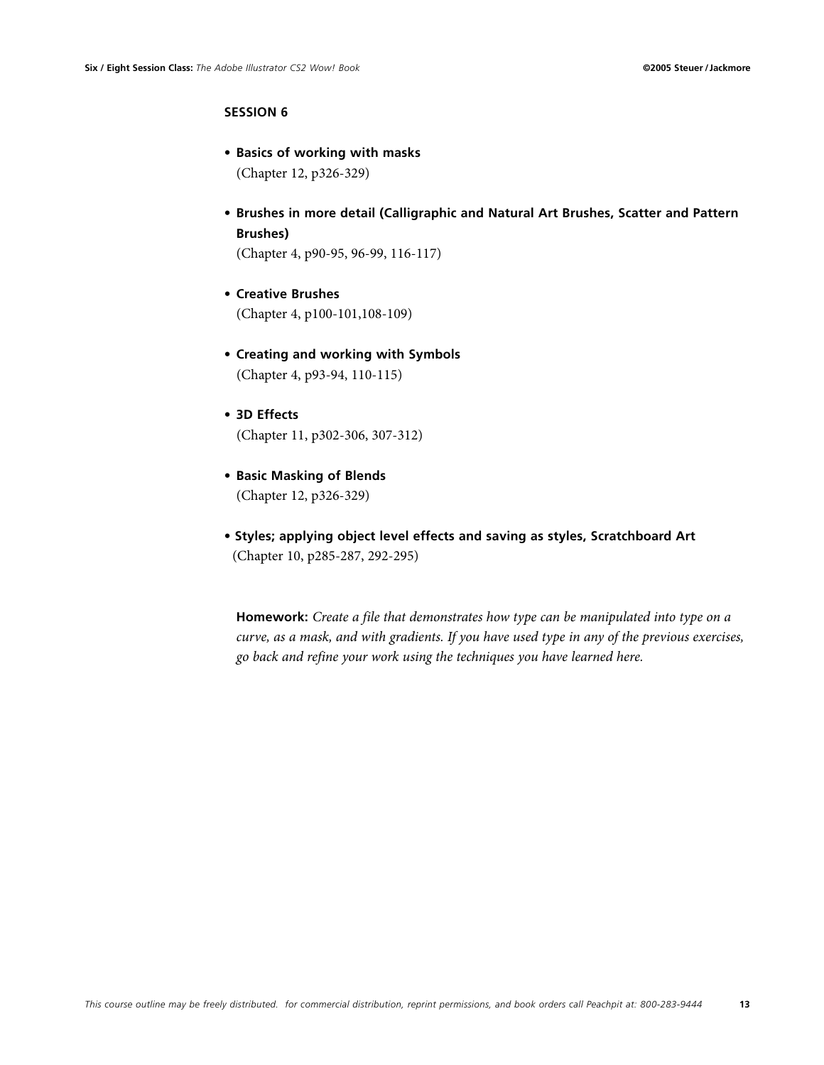## SESSION 6

- **Basics of working with masks**
  (Chapter 12, p326-329)

- **Brushes in more detail (Calligraphic and Natural Art Brushes, Scatter and Pattern Brushes)**
  (Chapter 4, p90-95, 96-99, 116-117)

- **Creative Brushes**
  (Chapter 4, p100-101,108-109)

- **Creating and working with Symbols**
  (Chapter 4, p93-94, 110-115)

- **3D Effects**
  (Chapter 11, p302-306, 307-312)

- **Basic Masking of Blends**
  (Chapter 12, p326-329)

- **Styles; applying object level effects and saving as styles, Scratchboard Art**
  (Chapter 10, p285-287, 292-295)

**Homework:** *Create a file that demonstrates how type can be manipulated into type on a curve, as a mask, and with gradients. If you have used type in any of the previous exercises, go back and refine your work using the techniques you have learned here.*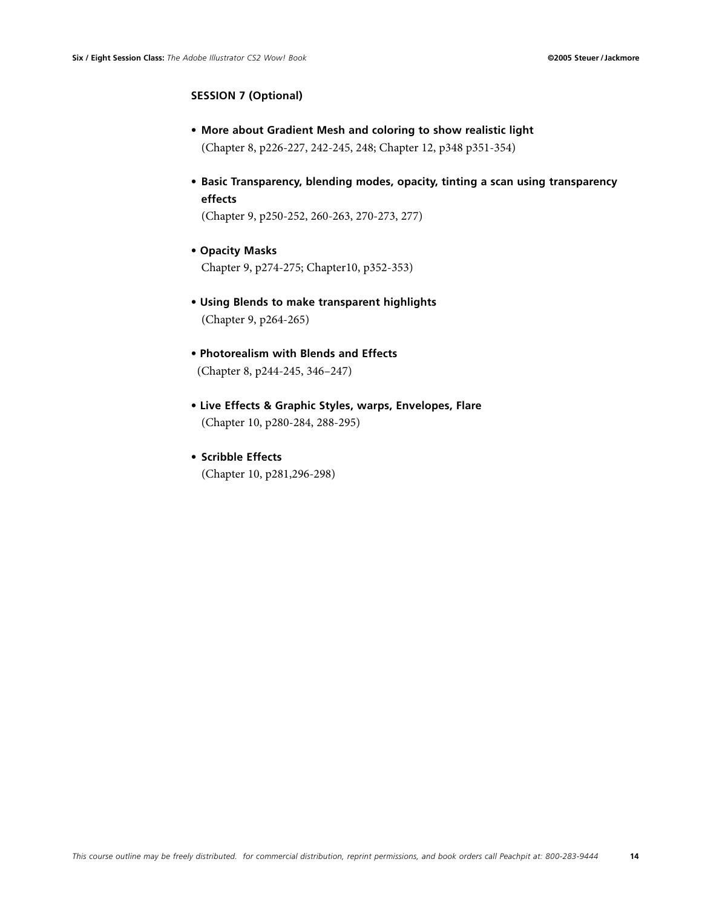## SESSION 7 (Optional)

- **More about Gradient Mesh and coloring to show realistic light**
  (Chapter 8, p226-227, 242-245, 248; Chapter 12, p348 p351-354)

- **Basic Transparency, blending modes, opacity, tinting a scan using transparency effects**
  (Chapter 9, p250-252, 260-263, 270-273, 277)

- **Opacity Masks**
  Chapter 9, p274-275; Chapter10, p352-353)

- **Using Blends to make transparent highlights**
  (Chapter 9, p264-265)

- **Photorealism with Blends and Effects**
  (Chapter 8, p244-245, 346–247)

- **Live Effects & Graphic Styles, warps, Envelopes, Flare**
  (Chapter 10, p280-284, 288-295)

- **Scribble Effects**
  (Chapter 10, p281,296-298)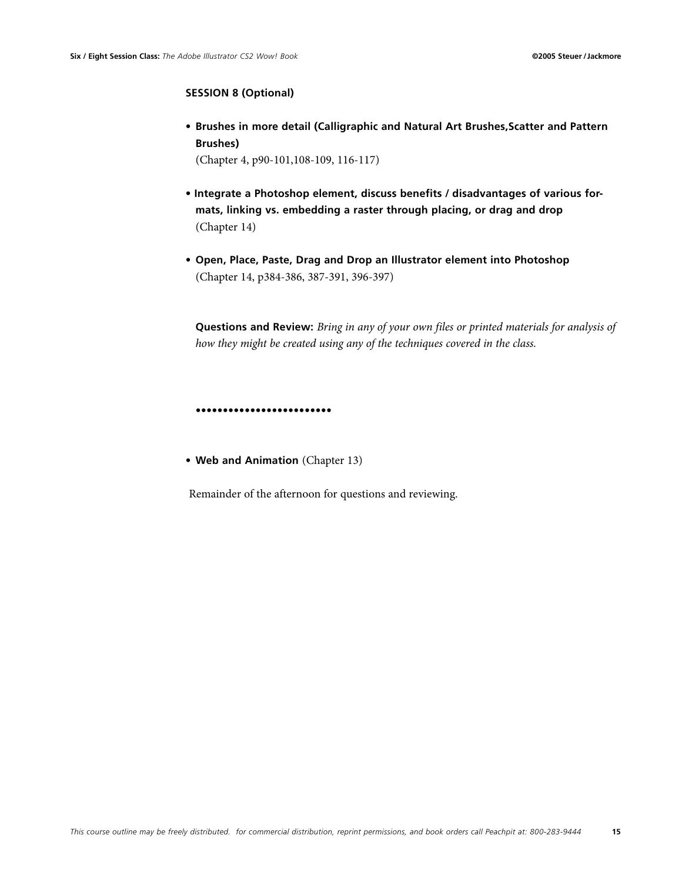**SESSION 8 (Optional)**

- **Brushes in more detail (Calligraphic and Natural Art Brushes,Scatter and Pattern Brushes)**
  (Chapter 4, p90-101,108-109, 116-117)

- **Integrate a Photoshop element, discuss benefits / disadvantages of various formats, linking vs. embedding a raster through placing, or drag and drop**
  (Chapter 14)

- **Open, Place, Paste, Drag and Drop an Illustrator element into Photoshop**
  (Chapter 14, p384-386, 387-391, 396-397)

**Questions and Review:** *Bring in any of your own files or printed materials for analysis of how they might be created using any of the techniques covered in the class.*

••••••••••••••••••••••••

- **Web and Animation** (Chapter 13)

Remainder of the afternoon for questions and reviewing.